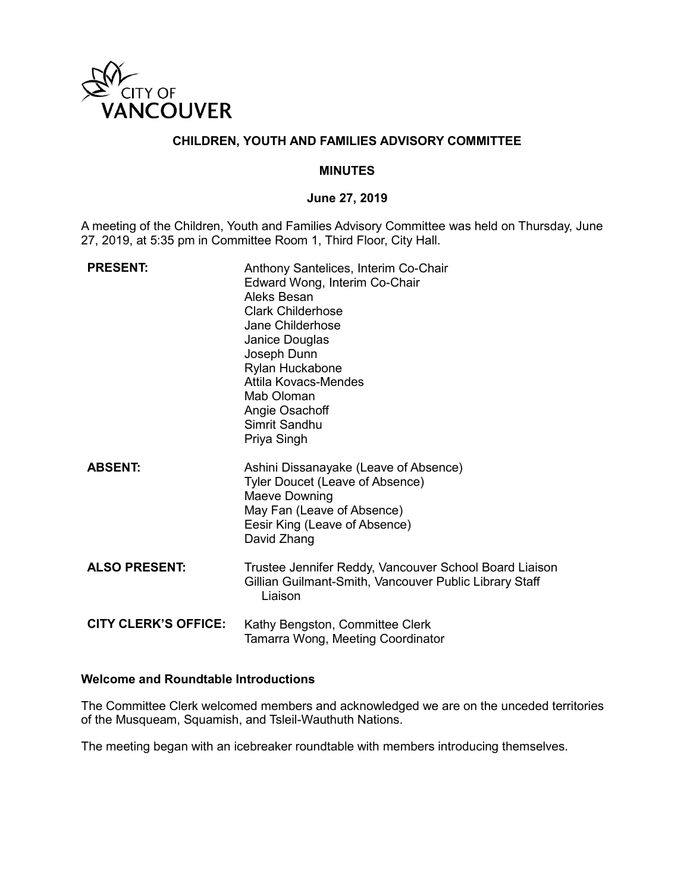**CHILDREN, YOUTH AND FAMILIES ADVISORY COMMITTEE**

**MINUTES**

**June 27, 2019**

A meeting of the Children, Youth and Families Advisory Committee was held on Thursday, June 27, 2019, at 5:35 pm in Committee Room 1, Third Floor, City Hall.

| | |
|---|---|
| **PRESENT:** | Anthony Santelices, Interim Co-Chair<br>Edward Wong, Interim Co-Chair<br>Aleks Besan<br>Clark Childerhose<br>Jane Childerhose<br>Janice Douglas<br>Joseph Dunn<br>Rylan Huckabone<br>Attila Kovacs-Mendes<br>Mab Oloman<br>Angie Osachoff<br>Simrit Sandhu<br>Priya Singh |
| **ABSENT:** | Ashini Dissanayake (Leave of Absence)<br>Tyler Doucet (Leave of Absence)<br>Maeve Downing<br>May Fan (Leave of Absence)<br>Eesir King (Leave of Absence)<br>David Zhang |
| **ALSO PRESENT:** | Trustee Jennifer Reddy, Vancouver School Board Liaison<br>Gillian Guilmant-Smith, Vancouver Public Library Staff Liaison |
| **CITY CLERK'S OFFICE:** | Kathy Bengston, Committee Clerk<br>Tamarra Wong, Meeting Coordinator |

**Welcome and Roundtable Introductions**

The Committee Clerk welcomed members and acknowledged we are on the unceded territories of the Musqueam, Squamish, and Tsleil-Waututh Nations.

The meeting began with an icebreaker roundtable with members introducing themselves.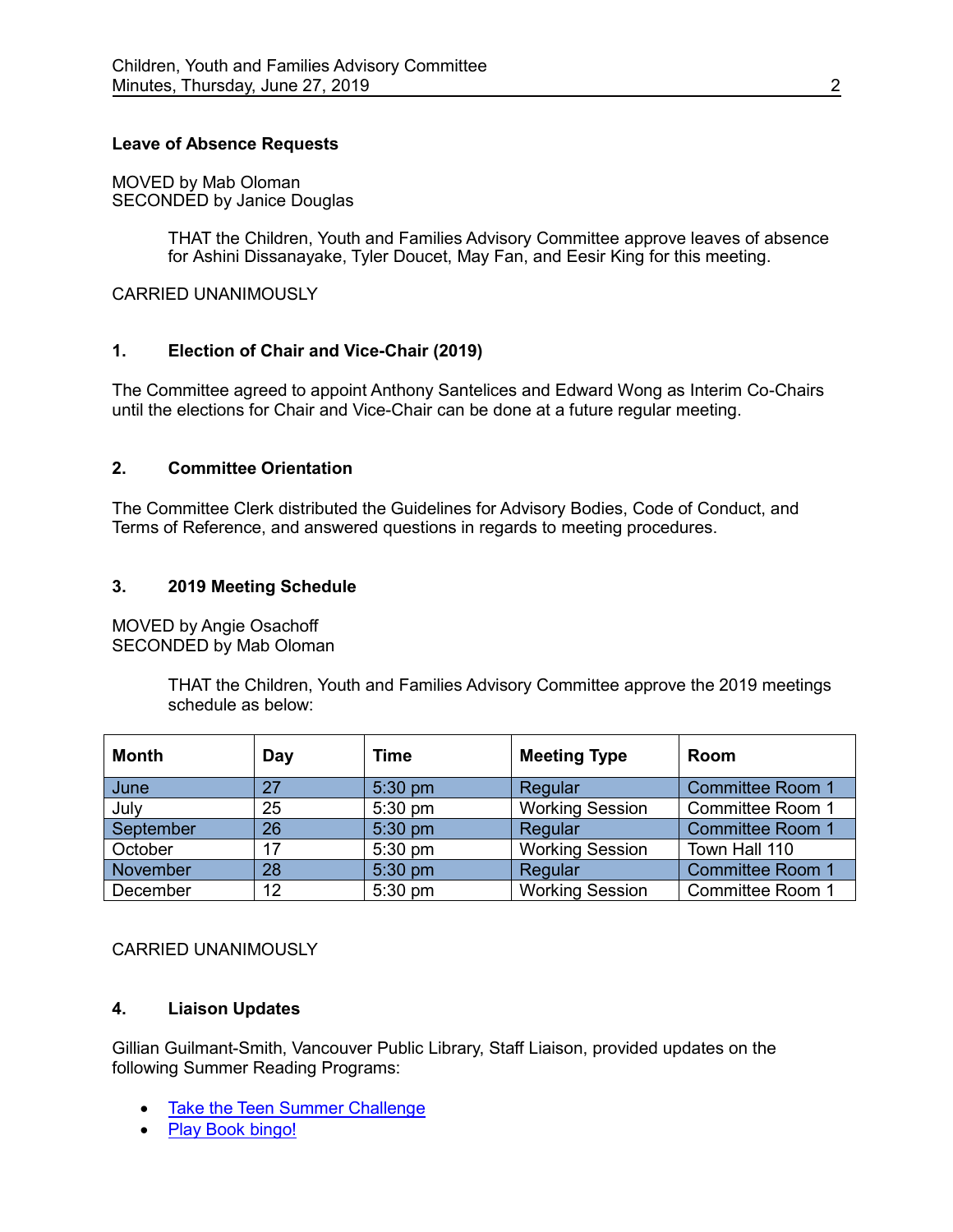**Leave of Absence Requests**

MOVED by Mab Oloman
SECONDED by Janice Douglas

> THAT the Children, Youth and Families Advisory Committee approve leaves of absence for Ashini Dissanayake, Tyler Doucet, May Fan, and Eesir King for this meeting.

CARRIED UNANIMOUSLY

## 1. Election of Chair and Vice-Chair (2019)

The Committee agreed to appoint Anthony Santelices and Edward Wong as Interim Co-Chairs until the elections for Chair and Vice-Chair can be done at a future regular meeting.

## 2. Committee Orientation

The Committee Clerk distributed the Guidelines for Advisory Bodies, Code of Conduct, and Terms of Reference, and answered questions in regards to meeting procedures.

## 3. 2019 Meeting Schedule

MOVED by Angie Osachoff
SECONDED by Mab Oloman

> THAT the Children, Youth and Families Advisory Committee approve the 2019 meetings schedule as below:

| Month | Day | Time | Meeting Type | Room |
|---|---|---|---|---|
| June | 27 | 5:30 pm | Regular | Committee Room 1 |
| July | 25 | 5:30 pm | Working Session | Committee Room 1 |
| September | 26 | 5:30 pm | Regular | Committee Room 1 |
| October | 17 | 5:30 pm | Working Session | Town Hall 110 |
| November | 28 | 5:30 pm | Regular | Committee Room 1 |
| December | 12 | 5:30 pm | Working Session | Committee Room 1 |

CARRIED UNANIMOUSLY

## 4. Liaison Updates

Gillian Guilmant-Smith, Vancouver Public Library, Staff Liaison, provided updates on the following Summer Reading Programs:

- Take the Teen Summer Challenge
- Play Book bingo!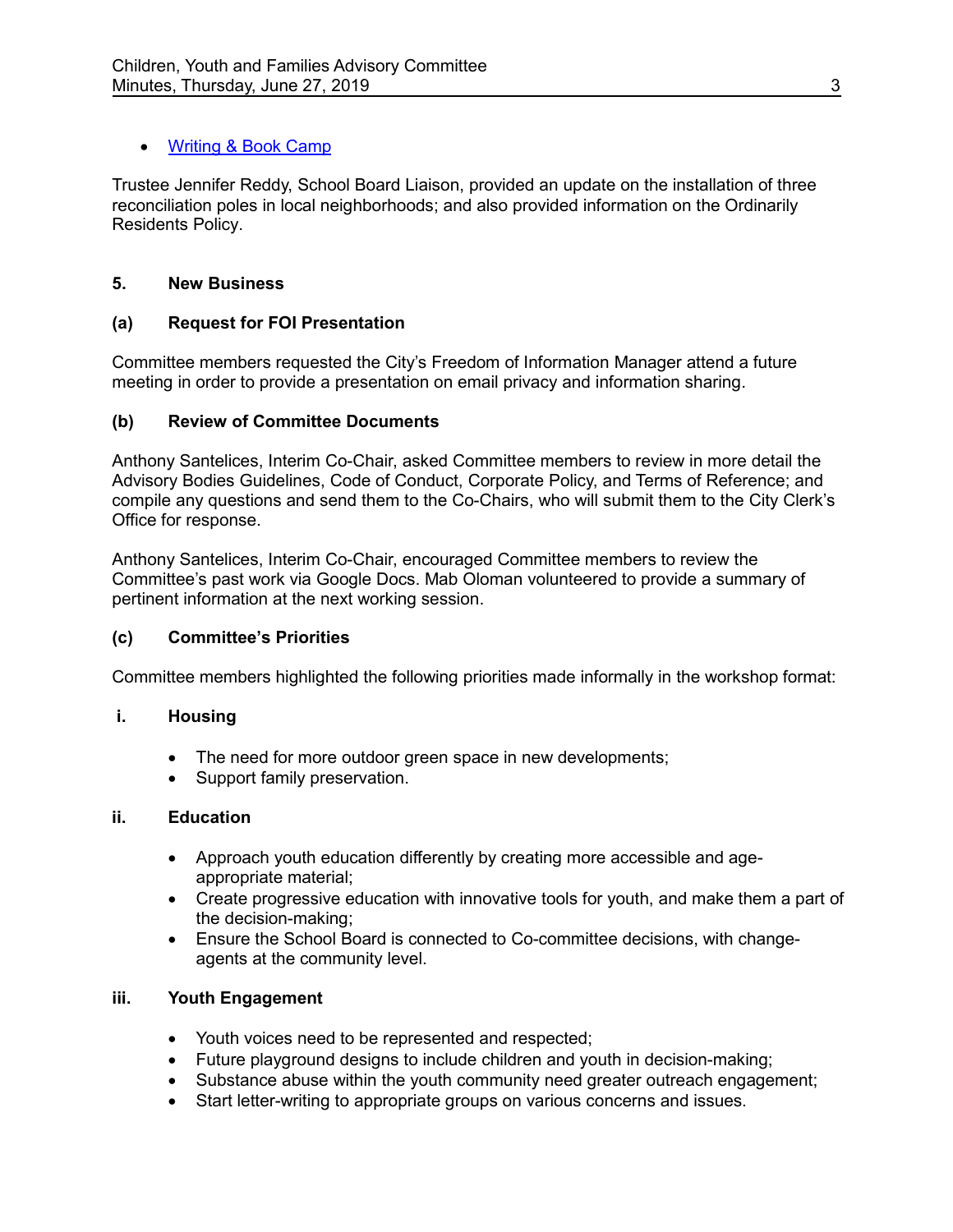- [Writing & Book Camp]

Trustee Jennifer Reddy, School Board Liaison, provided an update on the installation of three reconciliation poles in local neighborhoods; and also provided information on the Ordinarily Residents Policy.

## 5. New Business

### (a) Request for FOI Presentation

Committee members requested the City's Freedom of Information Manager attend a future meeting in order to provide a presentation on email privacy and information sharing.

### (b) Review of Committee Documents

Anthony Santelices, Interim Co-Chair, asked Committee members to review in more detail the Advisory Bodies Guidelines, Code of Conduct, Corporate Policy, and Terms of Reference; and compile any questions and send them to the Co-Chairs, who will submit them to the City Clerk's Office for response.

Anthony Santelices, Interim Co-Chair, encouraged Committee members to review the Committee's past work via Google Docs. Mab Oloman volunteered to provide a summary of pertinent information at the next working session.

### (c) Committee's Priorities

Committee members highlighted the following priorities made informally in the workshop format:

#### i. Housing

- The need for more outdoor green space in new developments;
- Support family preservation.

#### ii. Education

- Approach youth education differently by creating more accessible and age-appropriate material;
- Create progressive education with innovative tools for youth, and make them a part of the decision-making;
- Ensure the School Board is connected to Co-committee decisions, with change-agents at the community level.

#### iii. Youth Engagement

- Youth voices need to be represented and respected;
- Future playground designs to include children and youth in decision-making;
- Substance abuse within the youth community need greater outreach engagement;
- Start letter-writing to appropriate groups on various concerns and issues.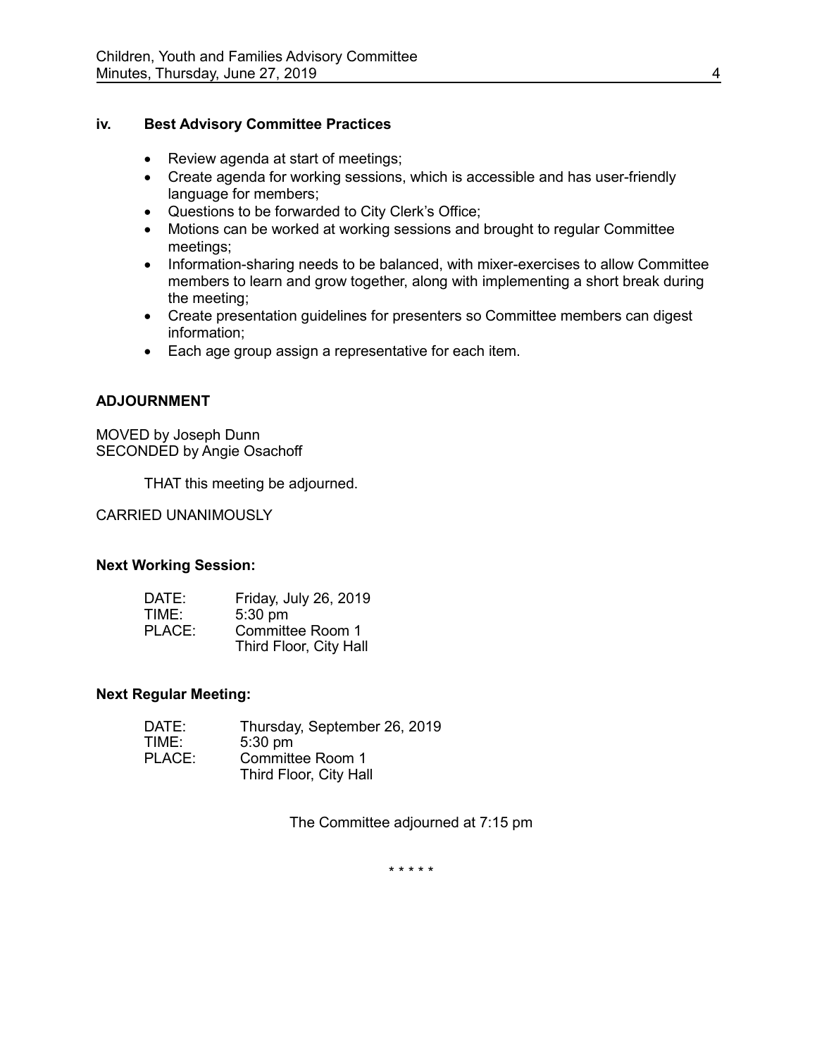### iv. Best Advisory Committee Practices

- Review agenda at start of meetings;
- Create agenda for working sessions, which is accessible and has user-friendly language for members;
- Questions to be forwarded to City Clerk's Office;
- Motions can be worked at working sessions and brought to regular Committee meetings;
- Information-sharing needs to be balanced, with mixer-exercises to allow Committee members to learn and grow together, along with implementing a short break during the meeting;
- Create presentation guidelines for presenters so Committee members can digest information;
- Each age group assign a representative for each item.

## ADJOURNMENT

MOVED by Joseph Dunn
SECONDED by Angie Osachoff

THAT this meeting be adjourned.

CARRIED UNANIMOUSLY

**Next Working Session:**

| | |
|---|---|
| DATE: | Friday, July 26, 2019 |
| TIME: | 5:30 pm |
| PLACE: | Committee Room 1<br>Third Floor, City Hall |

**Next Regular Meeting:**

| | |
|---|---|
| DATE: | Thursday, September 26, 2019 |
| TIME: | 5:30 pm |
| PLACE: | Committee Room 1<br>Third Floor, City Hall |

The Committee adjourned at 7:15 pm

* * * * *